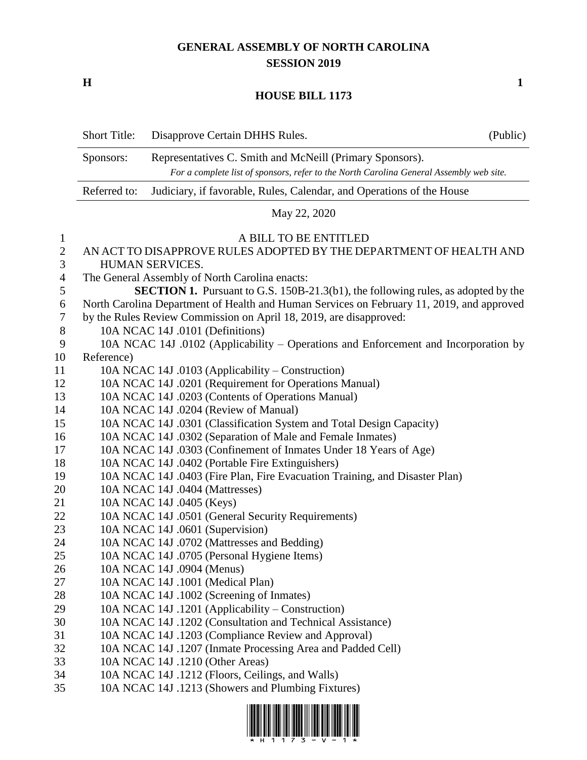# GENERAL ASSEMBLY OF NORTH CAROLINA
## SESSION 2019

**H** **1**

## HOUSE BILL 1173

| Short Title: | Disapprove Certain DHHS Rules. | (Public) |
|---|---|---|
| Sponsors: | Representatives C. Smith and McNeill (Primary Sponsors). *For a complete list of sponsors, refer to the North Carolina General Assembly web site.* | |
| Referred to: | Judiciary, if favorable, Rules, Calendar, and Operations of the House | |

May 22, 2020

A BILL TO BE ENTITLED

AN ACT TO DISAPPROVE RULES ADOPTED BY THE DEPARTMENT OF HEALTH AND HUMAN SERVICES.

The General Assembly of North Carolina enacts:

**SECTION 1.** Pursuant to G.S. 150B-21.3(b1), the following rules, as adopted by the North Carolina Department of Health and Human Services on February 11, 2019, and approved by the Rules Review Commission on April 18, 2019, are disapproved:

10A NCAC 14J .0101 (Definitions)
10A NCAC 14J .0102 (Applicability – Operations and Enforcement and Incorporation by Reference)
10A NCAC 14J .0103 (Applicability – Construction)
10A NCAC 14J .0201 (Requirement for Operations Manual)
10A NCAC 14J .0203 (Contents of Operations Manual)
10A NCAC 14J .0204 (Review of Manual)
10A NCAC 14J .0301 (Classification System and Total Design Capacity)
10A NCAC 14J .0302 (Separation of Male and Female Inmates)
10A NCAC 14J .0303 (Confinement of Inmates Under 18 Years of Age)
10A NCAC 14J .0402 (Portable Fire Extinguishers)
10A NCAC 14J .0403 (Fire Plan, Fire Evacuation Training, and Disaster Plan)
10A NCAC 14J .0404 (Mattresses)
10A NCAC 14J .0405 (Keys)
10A NCAC 14J .0501 (General Security Requirements)
10A NCAC 14J .0601 (Supervision)
10A NCAC 14J .0702 (Mattresses and Bedding)
10A NCAC 14J .0705 (Personal Hygiene Items)
10A NCAC 14J .0904 (Menus)
10A NCAC 14J .1001 (Medical Plan)
10A NCAC 14J .1002 (Screening of Inmates)
10A NCAC 14J .1201 (Applicability – Construction)
10A NCAC 14J .1202 (Consultation and Technical Assistance)
10A NCAC 14J .1203 (Compliance Review and Approval)
10A NCAC 14J .1207 (Inmate Processing Area and Padded Cell)
10A NCAC 14J .1210 (Other Areas)
10A NCAC 14J .1212 (Floors, Ceilings, and Walls)
10A NCAC 14J .1213 (Showers and Plumbing Fixtures)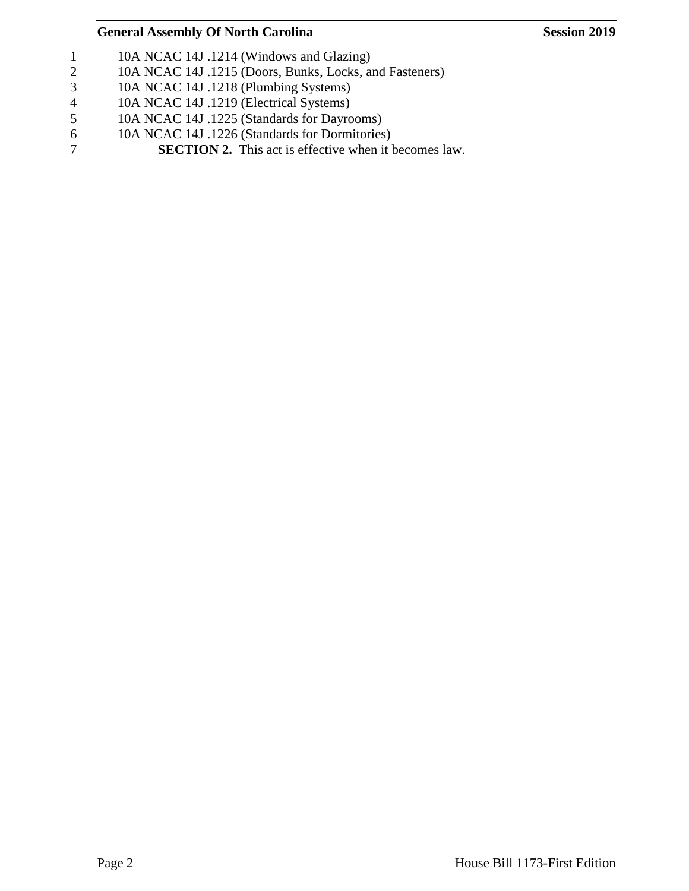10A NCAC 14J .1214 (Windows and Glazing)
10A NCAC 14J .1215 (Doors, Bunks, Locks, and Fasteners)
10A NCAC 14J .1218 (Plumbing Systems)
10A NCAC 14J .1219 (Electrical Systems)
10A NCAC 14J .1225 (Standards for Dayrooms)
10A NCAC 14J .1226 (Standards for Dormitories)

**SECTION 2.** This act is effective when it becomes law.